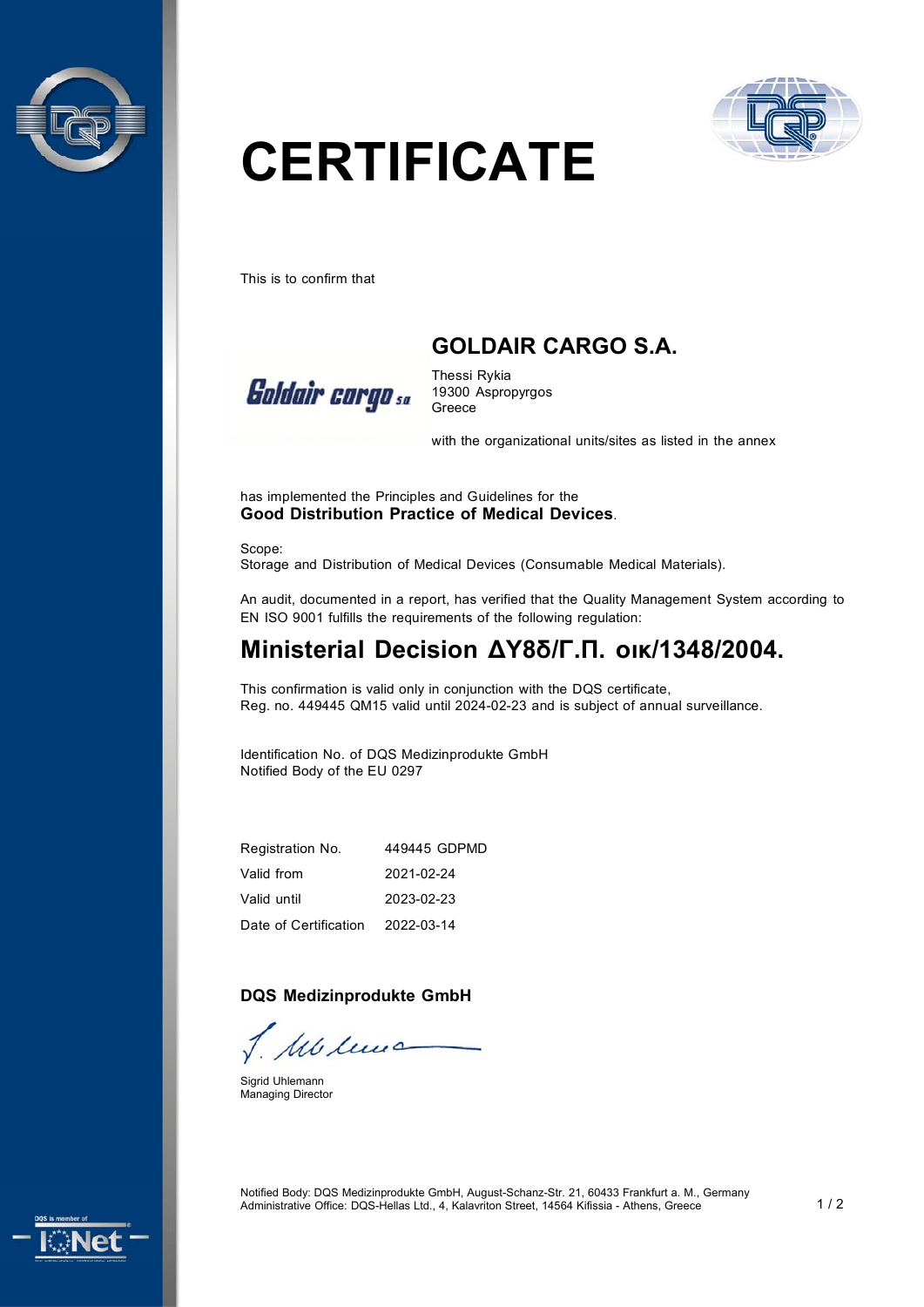# CERTIFICATE

This is to confirm that

## GOLDAIR CARGO S.A.

Thessi Rykia
19300 Aspropyrgos
Greece

with the organizational units/sites as listed in the annex

has implemented the Principles and Guidelines for the
**Good Distribution Practice of Medical Devices**.

Scope:
Storage and Distribution of Medical Devices (Consumable Medical Materials).

An audit, documented in a report, has verified that the Quality Management System according to EN ISO 9001 fulfills the requirements of the following regulation:

## Ministerial Decision ΔΥ8δ/Γ.Π. οικ/1348/2004.

This confirmation is valid only in conjunction with the DQS certificate,
Reg. no. 449445 QM15 valid until 2024-02-23 and is subject of annual surveillance.

Identification No. of DQS Medizinprodukte GmbH
Notified Body of the EU 0297

| | |
|---|---|
| Registration No. | 449445 GDPMD |
| Valid from | 2021-02-24 |
| Valid until | 2023-02-23 |
| Date of Certification | 2022-03-14 |

**DQS Medizinprodukte GmbH**

Sigrid Uhlemann
Managing Director

Notified Body: DQS Medizinprodukte GmbH, August-Schanz-Str. 21, 60433 Frankfurt a. M., Germany
Administrative Office: DQS-Hellas Ltd., 4, Kalavriton Street, 14564 Kifissia - Athens, Greece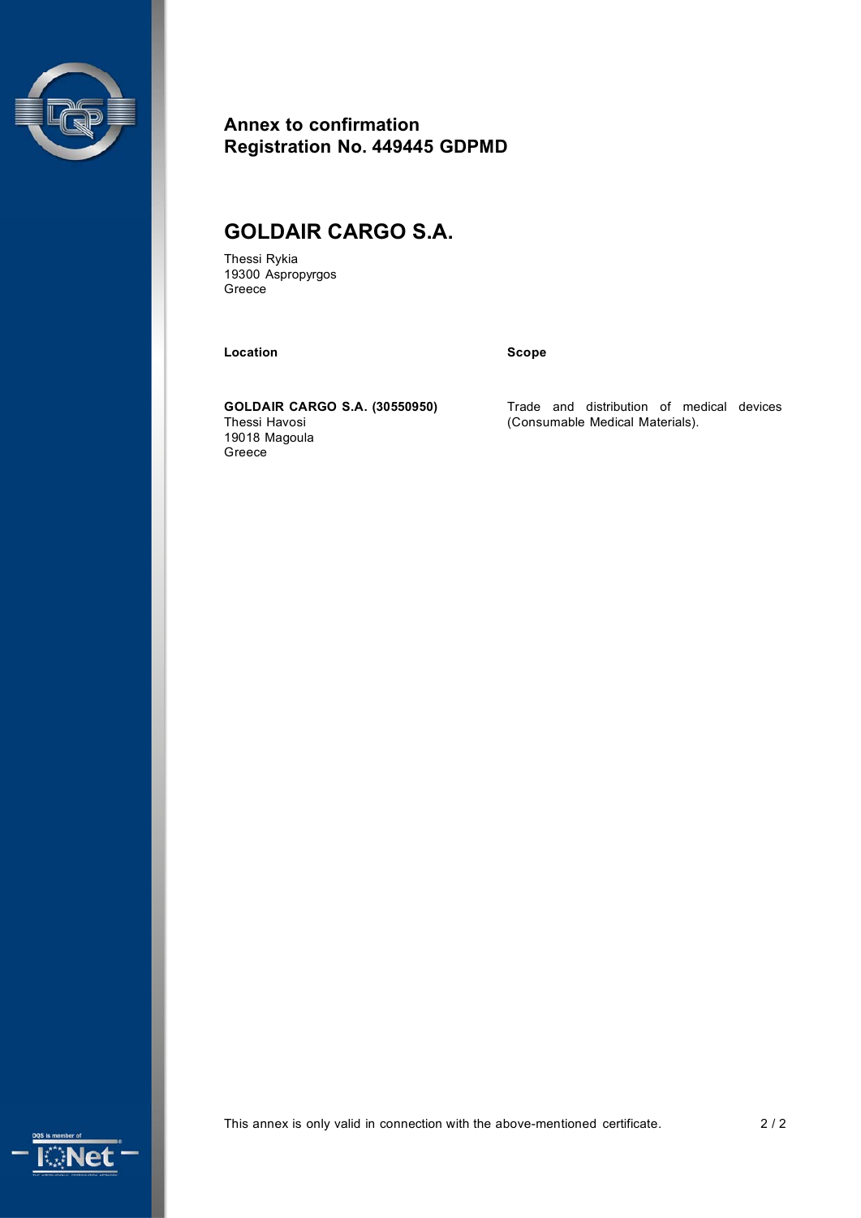# Annex to confirmation
# Registration No. 449445 GDPMD

## GOLDAIR CARGO S.A.

Thessi Rykia
19300 Aspropyrgos
Greece

| Location | Scope |
|---|---|
| **GOLDAIR CARGO S.A. (30550950)**<br>Thessi Havosi<br>19018 Magoula<br>Greece | Trade and distribution of medical devices (Consumable Medical Materials). |

This annex is only valid in connection with the above-mentioned certificate.